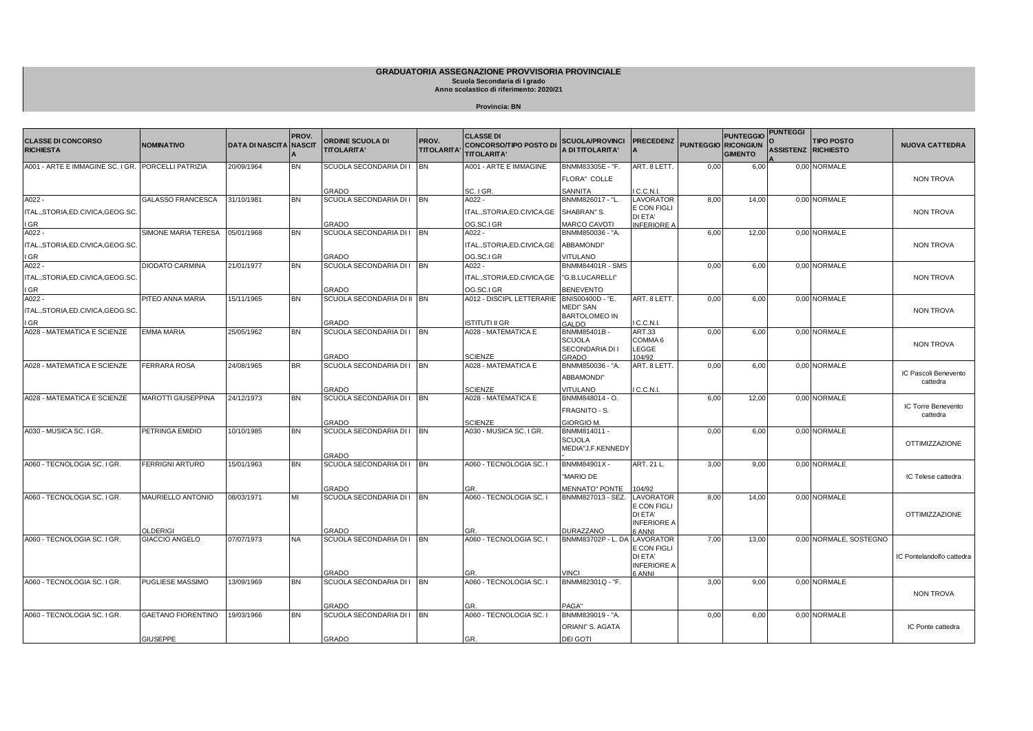# GRADUATORIA ASSEGNAZIONE PROVVISORIA PROVINCIALE

**Scuola Secondaria di I grado**

**Anno scolastico di riferimento: 2020/21**

**Provincia: BN**

| CLASSE DI CONCORSO RICHIESTA | NOMINATIVO | DATA DI NASCITA | PROV. NASCITA | ORDINE SCUOLA DI TITOLARITA' | PROV. TITOLARITA' | CLASSE DI CONCORSO/TIPO POSTO DI TITOLARITA' | SCUOLA/PROVINCIA DI TITOLARITA' | PRECEDENZA | PUNTEGGIO | PUNTEGGIO RICONGIUNGIMENTO | PUNTEGGIO ASSISTENZA | TIPO POSTO RICHIESTO | NUOVA CATTEDRA |
|---|---|---|---|---|---|---|---|---|---|---|---|---|---|
| A001 - ARTE E IMMAGINE SC. I GR. | PORCELLI PATRIZIA | 20/09/1964 | BN | SCUOLA SECONDARIA DI I GRADO | BN | A001 - ARTE E IMMAGINE SC. I GR. | BNMM83305E - "F. FLORA" COLLE SANNITA | ART. 8 LETT. I C.C.N.I. | 0,00 | 6,00 | 0,00 | NORMALE | NON TROVA |
| A022 - ITAL.,STORIA,ED.CIVICA,GEOG.SC. I GR | GALASSO FRANCESCA | 31/10/1981 | BN | SCUOLA SECONDARIA DI I GRADO | BN | A022 - ITAL.,STORIA,ED.CIVICA,GEOG.SC.I GR | BNMM826017 - "L. SHABRAN" S. MARCO CAVOTI | LAVORATORE CON FIGLI DI ETA' INFERIORE A | 8,00 | 14,00 | 0,00 | NORMALE | NON TROVA |
| A022 - ITAL.,STORIA,ED.CIVICA,GEOG.SC. I GR | SIMONE MARIA TERESA | 05/01/1968 | BN | SCUOLA SECONDARIA DI I GRADO | BN | A022 - ITAL.,STORIA,ED.CIVICA,GEOG.SC.I GR | BNMM850036 - "A. ABBAMONDI" VITULANO | | 6,00 | 12,00 | 0,00 | NORMALE | NON TROVA |
| A022 - ITAL.,STORIA,ED.CIVICA,GEOG.SC. I GR | DIODATO CARMINA | 21/01/1977 | BN | SCUOLA SECONDARIA DI I GRADO | BN | A022 - ITAL.,STORIA,ED.CIVICA,GEOG.SC.I GR | BNMM84401R - SMS "G.B.LUCARELLI" BENEVENTO | | 0,00 | 6,00 | 0,00 | NORMALE | NON TROVA |
| A022 - ITAL.,STORIA,ED.CIVICA,GEOG.SC. I GR | PITEO ANNA MARIA | 15/11/1965 | BN | SCUOLA SECONDARIA DI II GRADO | BN | A012 - DISCIPL LETTERARIE ISTITUTI II GR | BNIS00400D - "E. MEDI" SAN BARTOLOMEO IN GALDO | ART. 8 LETT. I C.C.N.I. | 0,00 | 6,00 | 0,00 | NORMALE | NON TROVA |
| A028 - MATEMATICA E SCIENZE | EMMA MARIA | 25/05/1962 | BN | SCUOLA SECONDARIA DI I GRADO | BN | A028 - MATEMATICA E SCIENZE | BNMM85401B - SCUOLA SECONDARIA DI I GRADO | ART.33 COMMA 6 LEGGE 104/92 | 0,00 | 6,00 | 0,00 | NORMALE | NON TROVA |
| A028 - MATEMATICA E SCIENZE | FERRARA ROSA | 24/08/1965 | BR | SCUOLA SECONDARIA DI I GRADO | BN | A028 - MATEMATICA E SCIENZE | BNMM850036 - "A. ABBAMONDI" VITULANO | ART. 8 LETT. I C.C.N.I. | 0,00 | 6,00 | 0,00 | NORMALE | IC Pascoli Benevento cattedra |
| A028 - MATEMATICA E SCIENZE | MAROTTI GIUSEPPINA | 24/12/1973 | BN | SCUOLA SECONDARIA DI I GRADO | BN | A028 - MATEMATICA E SCIENZE | BNMM848014 - O. FRAGNITO - S. GIORGIO M. | | 6,00 | 12,00 | 0,00 | NORMALE | IC Torre Benevento cattedra |
| A030 - MUSICA SC. I GR. | PETRINGA EMIDIO | 10/10/1985 | BN | SCUOLA SECONDARIA DI I GRADO | BN | A030 - MUSICA SC. I GR. | BNMM814011 - SCUOLA MEDIA"J.F.KENNEDY" | | 0,00 | 6,00 | 0,00 | NORMALE | OTTIMIZZAZIONE |
| A060 - TECNOLOGIA SC. I GR. | FERRIGNI ARTURO | 15/01/1963 | BN | SCUOLA SECONDARIA DI I GRADO | BN | A060 - TECNOLOGIA SC. I GR. | BNMM84901X - "MARIO DE MENNATO" PONTE | ART. 21 L. 104/92 | 3,00 | 9,00 | 0,00 | NORMALE | IC Telese cattedra |
| A060 - TECNOLOGIA SC. I GR. | MAURIELLO ANTONIO OLDERIGI | 08/03/1971 | MI | SCUOLA SECONDARIA DI I GRADO | BN | A060 - TECNOLOGIA SC. I GR. | BNMM827013 - SEZ. DURAZZANO | LAVORATORE CON FIGLI DI ETA' INFERIORE A 6 ANNI | 8,00 | 14,00 | 0,00 | NORMALE | OTTIMIZZAZIONE |
| A060 - TECNOLOGIA SC. I GR. | GIACCIO ANGELO | 07/07/1973 | NA | SCUOLA SECONDARIA DI I GRADO | BN | A060 - TECNOLOGIA SC. I GR. | BNMM83702P - L. DA VINCI | LAVORATORE CON FIGLI DI ETA' INFERIORE A 6 ANNI | 7,00 | 13,00 | 0,00 | NORMALE, SOSTEGNO | IC Pontelandolfo cattedra |
| A060 - TECNOLOGIA SC. I GR. | PUGLIESE MASSIMO | 13/09/1969 | BN | SCUOLA SECONDARIA DI I GRADO | BN | A060 - TECNOLOGIA SC. I GR. | BNMM82301Q - "F. PAGA" | | 3,00 | 9,00 | 0,00 | NORMALE | NON TROVA |
| A060 - TECNOLOGIA SC. I GR. | GAETANO FIORENTINO GIUSEPPE | 19/03/1966 | BN | SCUOLA SECONDARIA DI I GRADO | BN | A060 - TECNOLOGIA SC. I GR. | BNMM839019 - "A. ORIANI" S. AGATA DEI GOTI | | 0,00 | 6,00 | 0,00 | NORMALE | IC Ponte cattedra |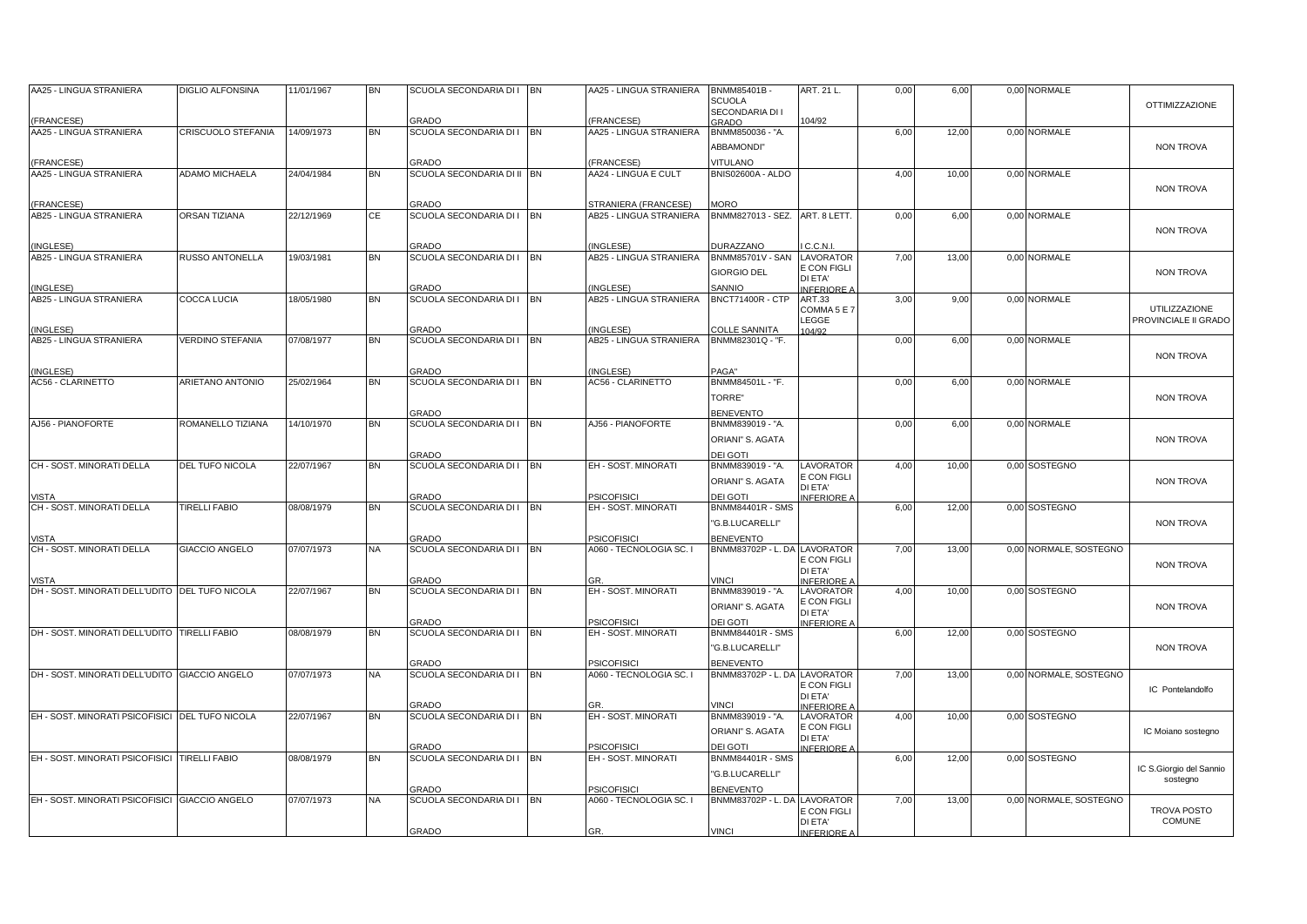| | | | | | | | | | | | | | |
|---|---|---|---|---|---|---|---|---|---|---|---|---|---|
| AA25 - LINGUA STRANIERA (FRANCESE) | DIGLIO ALFONSINA | 11/01/1967 | BN | SCUOLA SECONDARIA DI I GRADO | BN | AA25 - LINGUA STRANIERA (FRANCESE) | BNMM85401B - SCUOLA SECONDARIA DI I GRADO | ART. 21 L. 104/92 | 0,00 | 6,00 | 0,00 | NORMALE | OTTIMIZZAZIONE |
| AA25 - LINGUA STRANIERA (FRANCESE) | CRISCUOLO STEFANIA | 14/09/1973 | BN | SCUOLA SECONDARIA DI I GRADO | BN | AA25 - LINGUA STRANIERA (FRANCESE) | BNMM850036 - "A. ABBAMONDI" VITULANO | | 6,00 | 12,00 | 0,00 | NORMALE | NON TROVA |
| AA25 - LINGUA STRANIERA (FRANCESE) | ADAMO MICHAELA | 24/04/1984 | BN | SCUOLA SECONDARIA DI II GRADO | BN | AA24 - LINGUA E CULT STRANIERA (FRANCESE) | BNIS02600A - ALDO MORO | | 4,00 | 10,00 | 0,00 | NORMALE | NON TROVA |
| AB25 - LINGUA STRANIERA (INGLESE) | ORSAN TIZIANA | 22/12/1969 | CE | SCUOLA SECONDARIA DI I GRADO | BN | AB25 - LINGUA STRANIERA (INGLESE) | BNMM827013 - SEZ. DURAZZANO | ART. 8 LETT. I C.C.N.I. | 0,00 | 6,00 | 0,00 | NORMALE | NON TROVA |
| AB25 - LINGUA STRANIERA (INGLESE) | RUSSO ANTONELLA | 19/03/1981 | BN | SCUOLA SECONDARIA DI I GRADO | BN | AB25 - LINGUA STRANIERA (INGLESE) | BNMM85701V - SAN GIORGIO DEL SANNIO | LAVORATOR E CON FIGLI DI ETA' INFERIORE A | 7,00 | 13,00 | 0,00 | NORMALE | NON TROVA |
| AB25 - LINGUA STRANIERA (INGLESE) | COCCA LUCIA | 18/05/1980 | BN | SCUOLA SECONDARIA DI I GRADO | BN | AB25 - LINGUA STRANIERA (INGLESE) | BNCT71400R - CTP COLLE SANNITA | ART.33 COMMA 5 E 7 LEGGE 104/92 | 3,00 | 9,00 | 0,00 | NORMALE | UTILIZZAZIONE PROVINCIALE II GRADO |
| AB25 - LINGUA STRANIERA (INGLESE) | VERDINO STEFANIA | 07/08/1977 | BN | SCUOLA SECONDARIA DI I GRADO | BN | AB25 - LINGUA STRANIERA (INGLESE) | BNMM82301Q - "F. PAGA" | | 0,00 | 6,00 | 0,00 | NORMALE | NON TROVA |
| AC56 - CLARINETTO | ARIETANO ANTONIO | 25/02/1964 | BN | SCUOLA SECONDARIA DI I GRADO | BN | AC56 - CLARINETTO | BNMM84501L - "F. TORRE" BENEVENTO | | 0,00 | 6,00 | 0,00 | NORMALE | NON TROVA |
| AJ56 - PIANOFORTE | ROMANELLO TIZIANA | 14/10/1970 | BN | SCUOLA SECONDARIA DI I GRADO | BN | AJ56 - PIANOFORTE | BNMM839019 - "A. ORIANI" S. AGATA DEI GOTI | | 0,00 | 6,00 | 0,00 | NORMALE | NON TROVA |
| CH - SOST. MINORATI DELLA VISTA | DEL TUFO NICOLA | 22/07/1967 | BN | SCUOLA SECONDARIA DI I GRADO | BN | EH - SOST. MINORATI PSICOFISICI | BNMM839019 - "A. ORIANI" S. AGATA DEI GOTI | LAVORATOR E CON FIGLI DI ETA' INFERIORE A | 4,00 | 10,00 | 0,00 | SOSTEGNO | NON TROVA |
| CH - SOST. MINORATI DELLA VISTA | TIRELLI FABIO | 08/08/1979 | BN | SCUOLA SECONDARIA DI I GRADO | BN | EH - SOST. MINORATI PSICOFISICI | BNMM84401R - SMS "G.B.LUCARELLI" BENEVENTO | | 6,00 | 12,00 | 0,00 | SOSTEGNO | NON TROVA |
| CH - SOST. MINORATI DELLA VISTA | GIACCIO ANGELO | 07/07/1973 | NA | SCUOLA SECONDARIA DI I GRADO | BN | A060 - TECNOLOGIA SC. I GR. | BNMM83702P - L. DA VINCI | LAVORATOR E CON FIGLI DI ETA' INFERIORE A | 7,00 | 13,00 | 0,00 | NORMALE, SOSTEGNO | NON TROVA |
| DH - SOST. MINORATI DELL'UDITO | DEL TUFO NICOLA | 22/07/1967 | BN | SCUOLA SECONDARIA DI I GRADO | BN | EH - SOST. MINORATI PSICOFISICI | BNMM839019 - "A. ORIANI" S. AGATA DEI GOTI | LAVORATOR E CON FIGLI DI ETA' INFERIORE A | 4,00 | 10,00 | 0,00 | SOSTEGNO | NON TROVA |
| DH - SOST. MINORATI DELL'UDITO | TIRELLI FABIO | 08/08/1979 | BN | SCUOLA SECONDARIA DI I GRADO | BN | EH - SOST. MINORATI PSICOFISICI | BNMM84401R - SMS "G.B.LUCARELLI" BENEVENTO | | 6,00 | 12,00 | 0,00 | SOSTEGNO | NON TROVA |
| DH - SOST. MINORATI DELL'UDITO | GIACCIO ANGELO | 07/07/1973 | NA | SCUOLA SECONDARIA DI I GRADO | BN | A060 - TECNOLOGIA SC. I GR. | BNMM83702P - L. DA VINCI | LAVORATOR E CON FIGLI DI ETA' INFERIORE A | 7,00 | 13,00 | 0,00 | NORMALE, SOSTEGNO | IC Pontelandolfo |
| EH - SOST. MINORATI PSICOFISICI | DEL TUFO NICOLA | 22/07/1967 | BN | SCUOLA SECONDARIA DI I GRADO | BN | EH - SOST. MINORATI PSICOFISICI | BNMM839019 - "A. ORIANI" S. AGATA DEI GOTI | LAVORATOR E CON FIGLI DI ETA' INFERIORE A | 4,00 | 10,00 | 0,00 | SOSTEGNO | IC Moiano sostegno |
| EH - SOST. MINORATI PSICOFISICI | TIRELLI FABIO | 08/08/1979 | BN | SCUOLA SECONDARIA DI I GRADO | BN | EH - SOST. MINORATI PSICOFISICI | BNMM84401R - SMS "G.B.LUCARELLI" BENEVENTO | | 6,00 | 12,00 | 0,00 | SOSTEGNO | IC S.Giorgio del Sannio sostegno |
| EH - SOST. MINORATI PSICOFISICI | GIACCIO ANGELO | 07/07/1973 | NA | SCUOLA SECONDARIA DI I GRADO | BN | A060 - TECNOLOGIA SC. I GR. | BNMM83702P - L. DA VINCI | LAVORATOR E CON FIGLI DI ETA' INFERIORE A | 7,00 | 13,00 | 0,00 | NORMALE, SOSTEGNO | TROVA POSTO COMUNE |